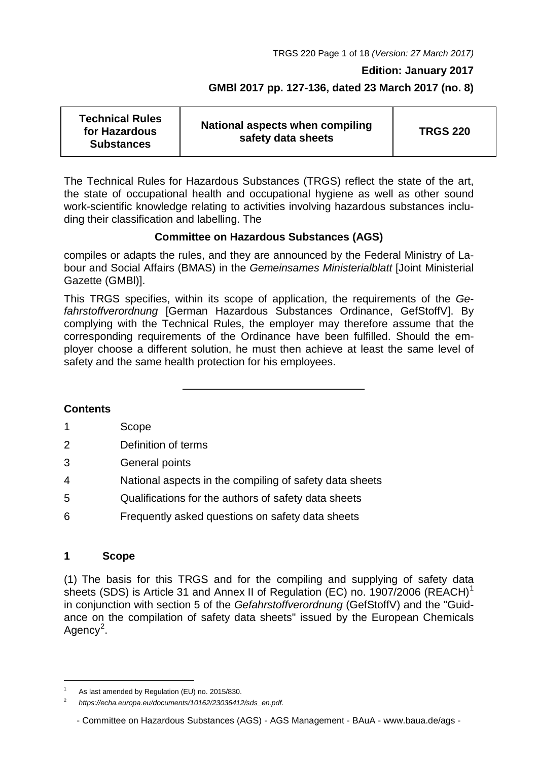**Edition: January 2017**

**GMBl 2017 pp. 127-136, dated 23 March 2017 (no. 8)**

| Technical Rules for Hazardous Substances | National aspects when compiling safety data sheets | TRGS 220 |
|---|---|---|

The Technical Rules for Hazardous Substances (TRGS) reflect the state of the art, the state of occupational health and occupational hygiene as well as other sound work-scientific knowledge relating to activities involving hazardous substances including their classification and labelling. The

**Committee on Hazardous Substances (AGS)**

compiles or adapts the rules, and they are announced by the Federal Ministry of Labour and Social Affairs (BMAS) in the *Gemeinsames Ministerialblatt* [Joint Ministerial Gazette (GMBl)].

This TRGS specifies, within its scope of application, the requirements of the *Gefahrstoffverordnung* [German Hazardous Substances Ordinance, GefStoffV]. By complying with the Technical Rules, the employer may therefore assume that the corresponding requirements of the Ordinance have been fulfilled. Should the employer choose a different solution, he must then achieve at least the same level of safety and the same health protection for his employees.

---

**Contents**

1 Scope

2 Definition of terms

3 General points

4 National aspects in the compiling of safety data sheets

5 Qualifications for the authors of safety data sheets

6 Frequently asked questions on safety data sheets

## 1 Scope

(1) The basis for this TRGS and for the compiling and supplying of safety data sheets (SDS) is Article 31 and Annex II of Regulation (EC) no. 1907/2006 (REACH)[1] in conjunction with section 5 of the *Gefahrstoffverordnung* (GefStoffV) and the "Guidance on the compilation of safety data sheets" issued by the European Chemicals Agency[2].

---

[1] As last amended by Regulation (EU) no. 2015/830.

[2] *https://echa.europa.eu/documents/10162/23036412/sds_en.pdf.*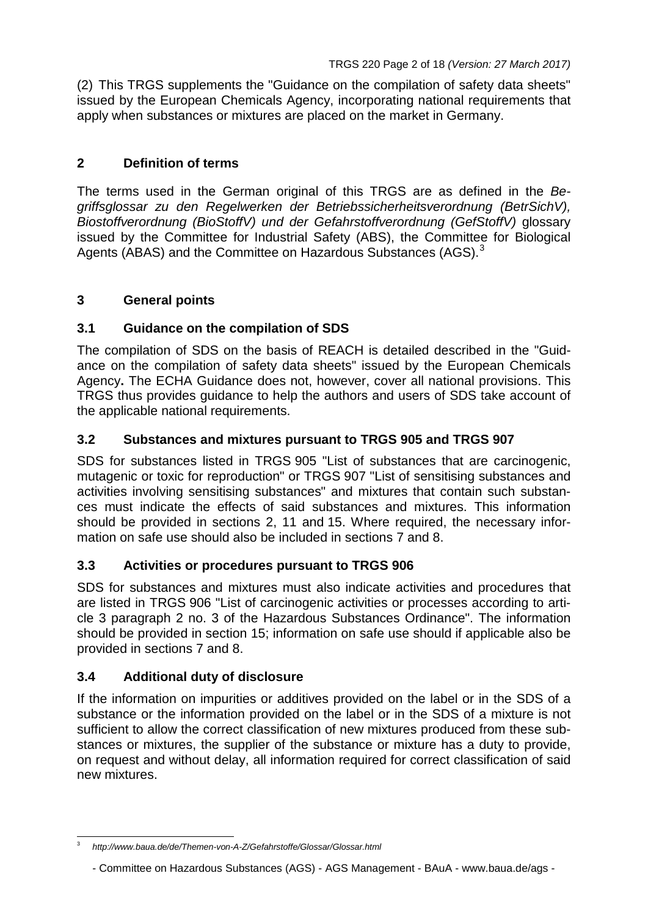(2) This TRGS supplements the "Guidance on the compilation of safety data sheets" issued by the European Chemicals Agency, incorporating national requirements that apply when substances or mixtures are placed on the market in Germany.

## 2 Definition of terms

The terms used in the German original of this TRGS are as defined in the *Begriffsglossar zu den Regelwerken der Betriebssicherheitsverordnung (BetrSichV), Biostoffverordnung (BioStoffV) und der Gefahrstoffverordnung (GefStoffV)* glossary issued by the Committee for Industrial Safety (ABS), the Committee for Biological Agents (ABAS) and the Committee on Hazardous Substances (AGS).[3]

## 3 General points

### 3.1 Guidance on the compilation of SDS

The compilation of SDS on the basis of REACH is detailed described in the "Guidance on the compilation of safety data sheets" issued by the European Chemicals Agency**.** The ECHA Guidance does not, however, cover all national provisions. This TRGS thus provides guidance to help the authors and users of SDS take account of the applicable national requirements.

### 3.2 Substances and mixtures pursuant to TRGS 905 and TRGS 907

SDS for substances listed in TRGS 905 "List of substances that are carcinogenic, mutagenic or toxic for reproduction" or TRGS 907 "List of sensitising substances and activities involving sensitising substances" and mixtures that contain such substances must indicate the effects of said substances and mixtures. This information should be provided in sections 2, 11 and 15. Where required, the necessary information on safe use should also be included in sections 7 and 8.

### 3.3 Activities or procedures pursuant to TRGS 906

SDS for substances and mixtures must also indicate activities and procedures that are listed in TRGS 906 "List of carcinogenic activities or processes according to article 3 paragraph 2 no. 3 of the Hazardous Substances Ordinance". The information should be provided in section 15; information on safe use should if applicable also be provided in sections 7 and 8.

### 3.4 Additional duty of disclosure

If the information on impurities or additives provided on the label or in the SDS of a substance or the information provided on the label or in the SDS of a mixture is not sufficient to allow the correct classification of new mixtures produced from these substances or mixtures, the supplier of the substance or mixture has a duty to provide, on request and without delay, all information required for correct classification of said new mixtures.

---

[3] *http://www.baua.de/de/Themen-von-A-Z/Gefahrstoffe/Glossar/Glossar.html*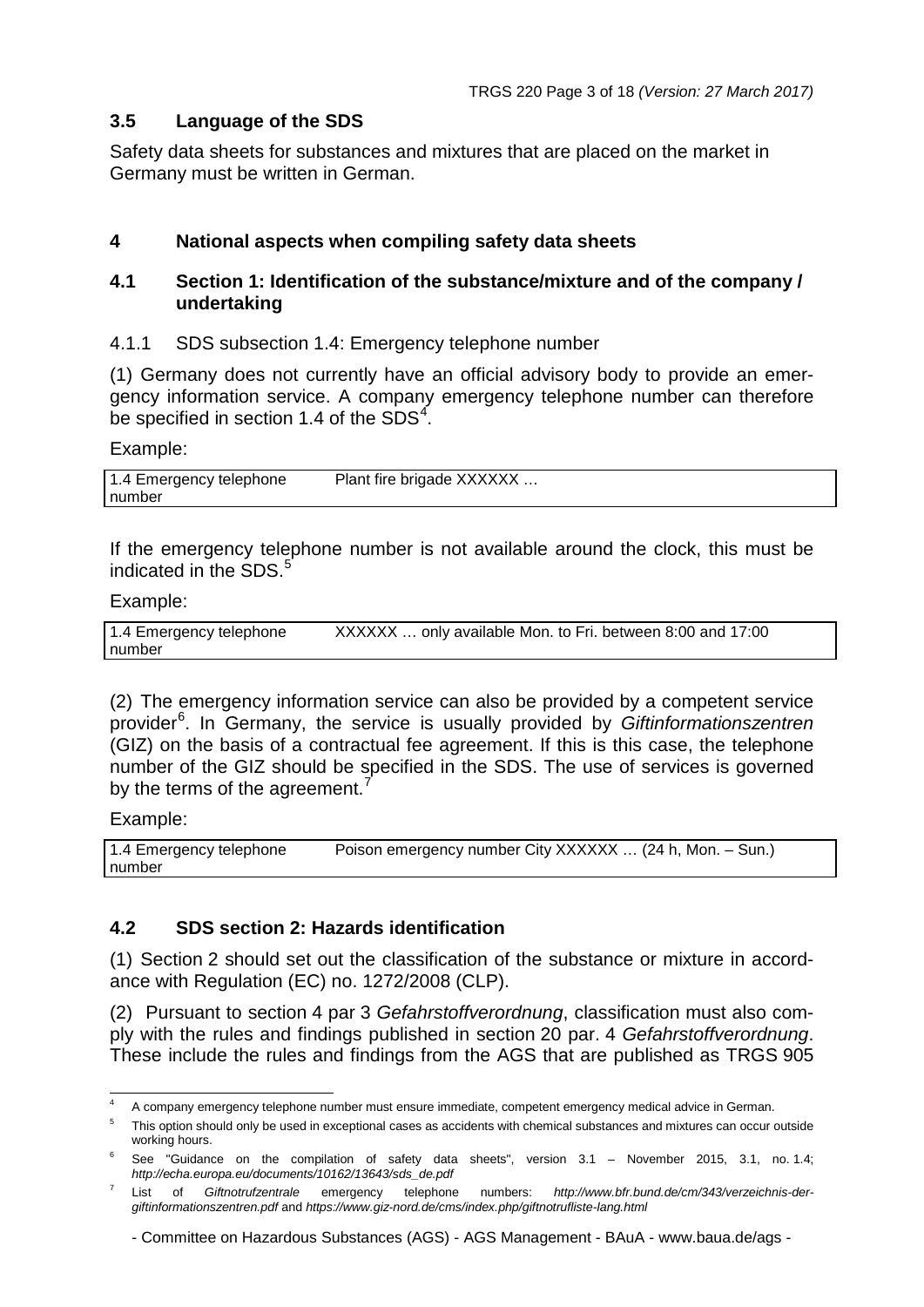## 3.5 Language of the SDS

Safety data sheets for substances and mixtures that are placed on the market in Germany must be written in German.

# 4 National aspects when compiling safety data sheets

## 4.1 Section 1: Identification of the substance/mixture and of the company / undertaking

### 4.1.1 SDS subsection 1.4: Emergency telephone number

(1) Germany does not currently have an official advisory body to provide an emergency information service. A company emergency telephone number can therefore be specified in section 1.4 of the SDS[4].

Example:

| 1.4 Emergency telephone number | Plant fire brigade XXXXXX … |
|---|---|

If the emergency telephone number is not available around the clock, this must be indicated in the SDS.[5]

Example:

| 1.4 Emergency telephone number | XXXXXX … only available Mon. to Fri. between 8:00 and 17:00 |
|---|---|

(2) The emergency information service can also be provided by a competent service provider[6]. In Germany, the service is usually provided by *Giftinformationszentren* (GIZ) on the basis of a contractual fee agreement. If this is this case, the telephone number of the GIZ should be specified in the SDS. The use of services is governed by the terms of the agreement.[7]

Example:

| 1.4 Emergency telephone number | Poison emergency number City XXXXXX … (24 h, Mon. – Sun.) |
|---|---|

## 4.2 SDS section 2: Hazards identification

(1) Section 2 should set out the classification of the substance or mixture in accordance with Regulation (EC) no. 1272/2008 (CLP).

(2) Pursuant to section 4 par 3 *Gefahrstoffverordnung*, classification must also comply with the rules and findings published in section 20 par. 4 *Gefahrstoffverordnung*. These include the rules and findings from the AGS that are published as TRGS 905

---

[4] A company emergency telephone number must ensure immediate, competent emergency medical advice in German.

[5] This option should only be used in exceptional cases as accidents with chemical substances and mixtures can occur outside working hours.

[6] See "Guidance on the compilation of safety data sheets", version 3.1 – November 2015, 3.1, no. 1.4; *http://echa.europa.eu/documents/10162/13643/sds_de.pdf*

[7] List of *Giftnotrufzentrale* emergency telephone numbers: *http://www.bfr.bund.de/cm/343/verzeichnis-der-giftinformationszentren.pdf* and *https://www.giz-nord.de/cms/index.php/giftnotrufliste-lang.html*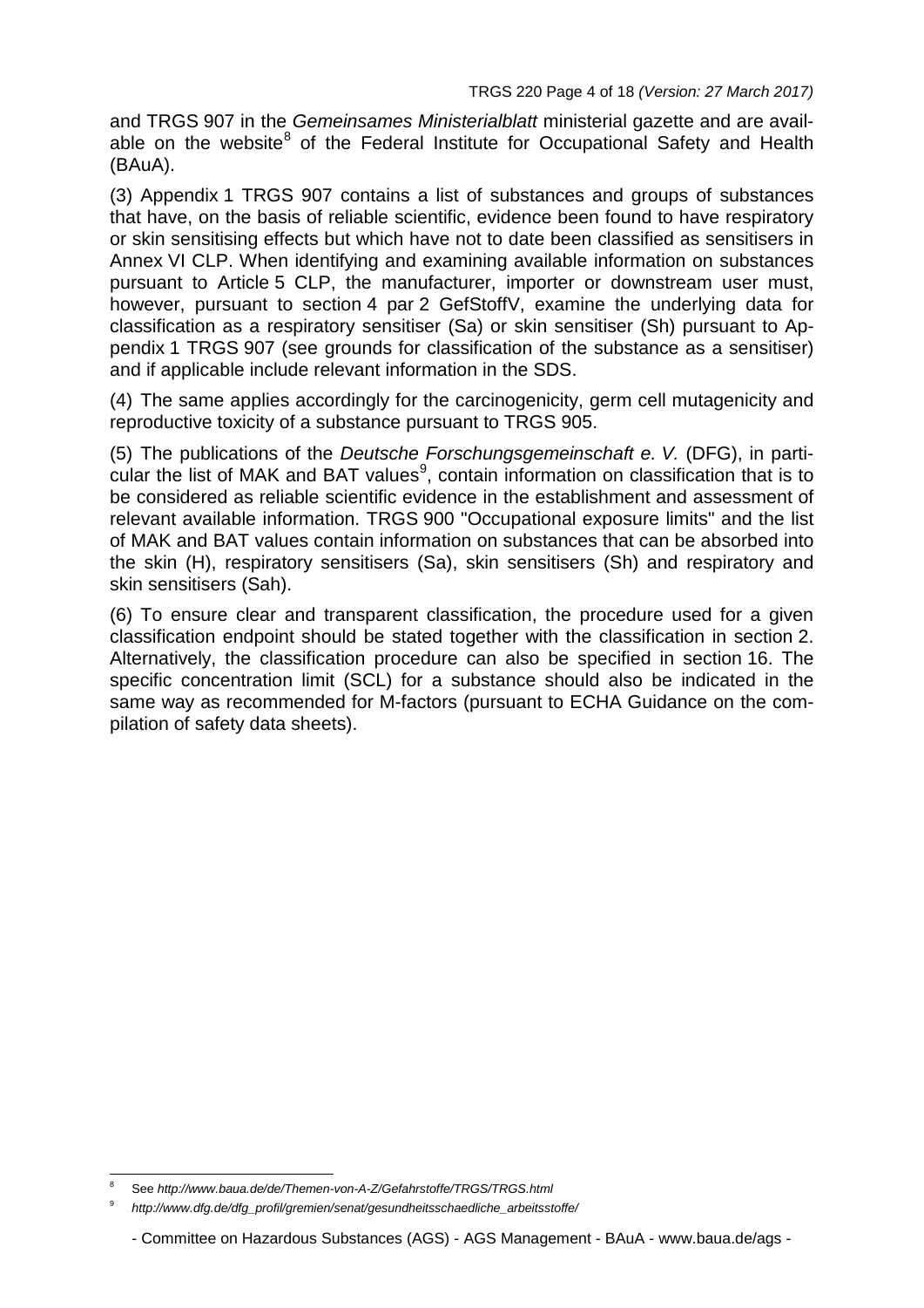and TRGS 907 in the *Gemeinsames Ministerialblatt* ministerial gazette and are available on the website[8] of the Federal Institute for Occupational Safety and Health (BAuA).

(3) Appendix 1 TRGS 907 contains a list of substances and groups of substances that have, on the basis of reliable scientific, evidence been found to have respiratory or skin sensitising effects but which have not to date been classified as sensitisers in Annex VI CLP. When identifying and examining available information on substances pursuant to Article 5 CLP, the manufacturer, importer or downstream user must, however, pursuant to section 4 par 2 GefStoffV, examine the underlying data for classification as a respiratory sensitiser (Sa) or skin sensitiser (Sh) pursuant to Appendix 1 TRGS 907 (see grounds for classification of the substance as a sensitiser) and if applicable include relevant information in the SDS.

(4) The same applies accordingly for the carcinogenicity, germ cell mutagenicity and reproductive toxicity of a substance pursuant to TRGS 905.

(5) The publications of the *Deutsche Forschungsgemeinschaft e. V.* (DFG), in particular the list of MAK and BAT values[9], contain information on classification that is to be considered as reliable scientific evidence in the establishment and assessment of relevant available information. TRGS 900 "Occupational exposure limits" and the list of MAK and BAT values contain information on substances that can be absorbed into the skin (H), respiratory sensitisers (Sa), skin sensitisers (Sh) and respiratory and skin sensitisers (Sah).

(6) To ensure clear and transparent classification, the procedure used for a given classification endpoint should be stated together with the classification in section 2. Alternatively, the classification procedure can also be specified in section 16. The specific concentration limit (SCL) for a substance should also be indicated in the same way as recommended for M-factors (pursuant to ECHA Guidance on the compilation of safety data sheets).

---

[8] See *http://www.baua.de/de/Themen-von-A-Z/Gefahrstoffe/TRGS/TRGS.html*

[9] *http://www.dfg.de/dfg_profil/gremien/senat/gesundheitsschaedliche_arbeitsstoffe/*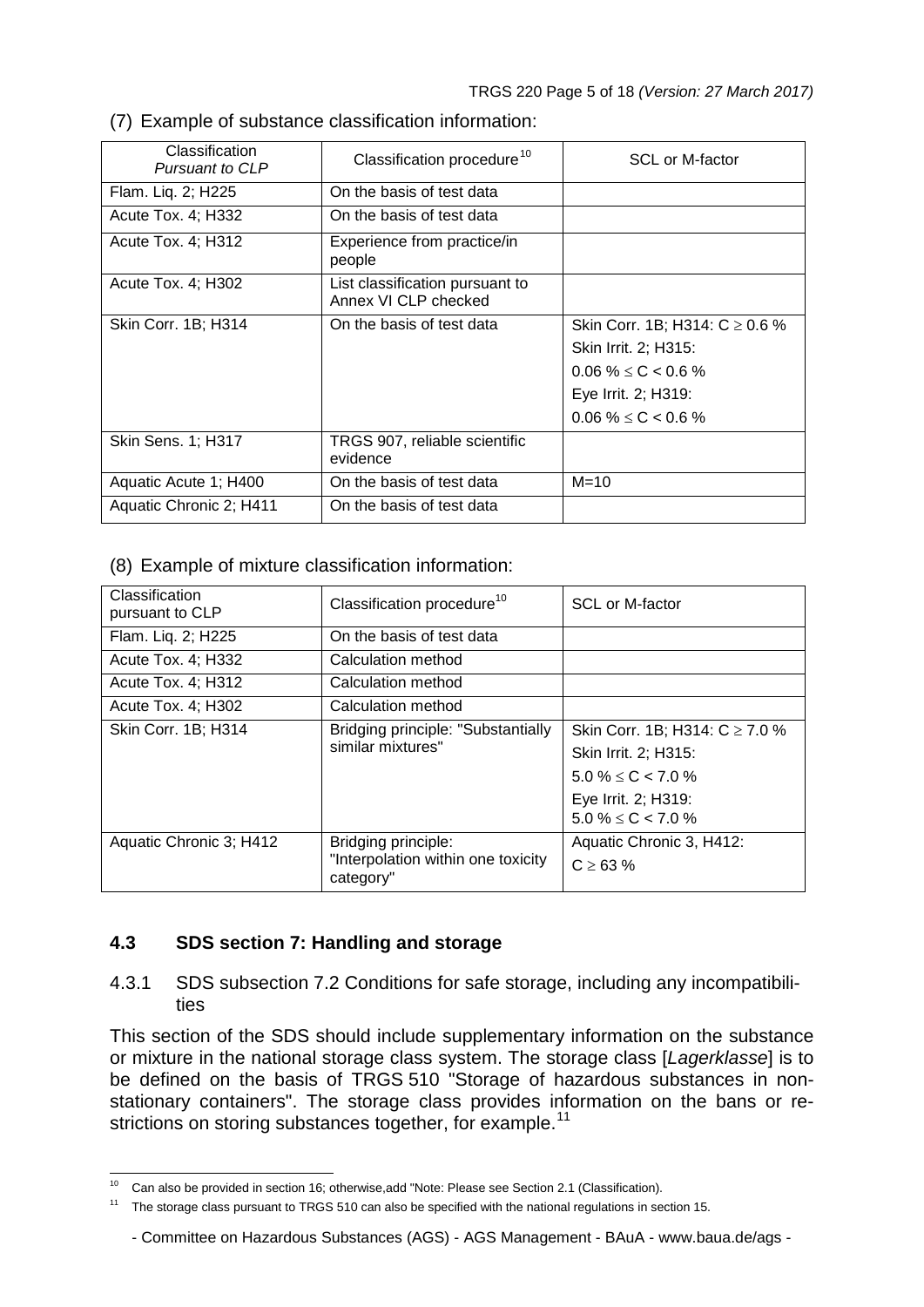(7) Example of substance classification information:

| Classification *Pursuant to CLP* | Classification procedure[10] | SCL or M-factor |
|---|---|---|
| Flam. Liq. 2; H225 | On the basis of test data | |
| Acute Tox. 4; H332 | On the basis of test data | |
| Acute Tox. 4; H312 | Experience from practice/in people | |
| Acute Tox. 4; H302 | List classification pursuant to Annex VI CLP checked | |
| Skin Corr. 1B; H314 | On the basis of test data | Skin Corr. 1B; H314: $C \geq 0.6$ %<br>Skin Irrit. 2; H315:<br>$0.06$ % $\leq C < 0.6$ %<br>Eye Irrit. 2; H319:<br>$0.06$ % $\leq C < 0.6$ % |
| Skin Sens. 1; H317 | TRGS 907, reliable scientific evidence | |
| Aquatic Acute 1; H400 | On the basis of test data | M=10 |
| Aquatic Chronic 2; H411 | On the basis of test data | |

(8) Example of mixture classification information:

| Classification pursuant to CLP | Classification procedure[10] | SCL or M-factor |
|---|---|---|
| Flam. Liq. 2; H225 | On the basis of test data | |
| Acute Tox. 4; H332 | Calculation method | |
| Acute Tox. 4; H312 | Calculation method | |
| Acute Tox. 4; H302 | Calculation method | |
| Skin Corr. 1B; H314 | Bridging principle: "Substantially similar mixtures" | Skin Corr. 1B; H314: $C \geq 7.0$ %<br>Skin Irrit. 2; H315:<br>$5.0$ % $\leq C < 7.0$ %<br>Eye Irrit. 2; H319:<br>$5.0$ % $\leq C < 7.0$ % |
| Aquatic Chronic 3; H412 | Bridging principle: "Interpolation within one toxicity category" | Aquatic Chronic 3, H412:<br>$C \geq 63$ % |

### 4.3 SDS section 7: Handling and storage

#### 4.3.1 SDS subsection 7.2 Conditions for safe storage, including any incompatibilities

This section of the SDS should include supplementary information on the substance or mixture in the national storage class system. The storage class [*Lagerklasse*] is to be defined on the basis of TRGS 510 "Storage of hazardous substances in non-stationary containers". The storage class provides information on the bans or restrictions on storing substances together, for example.[11]

---

[10] Can also be provided in section 16; otherwise,add "Note: Please see Section 2.1 (Classification).

[11] The storage class pursuant to TRGS 510 can also be specified with the national regulations in section 15.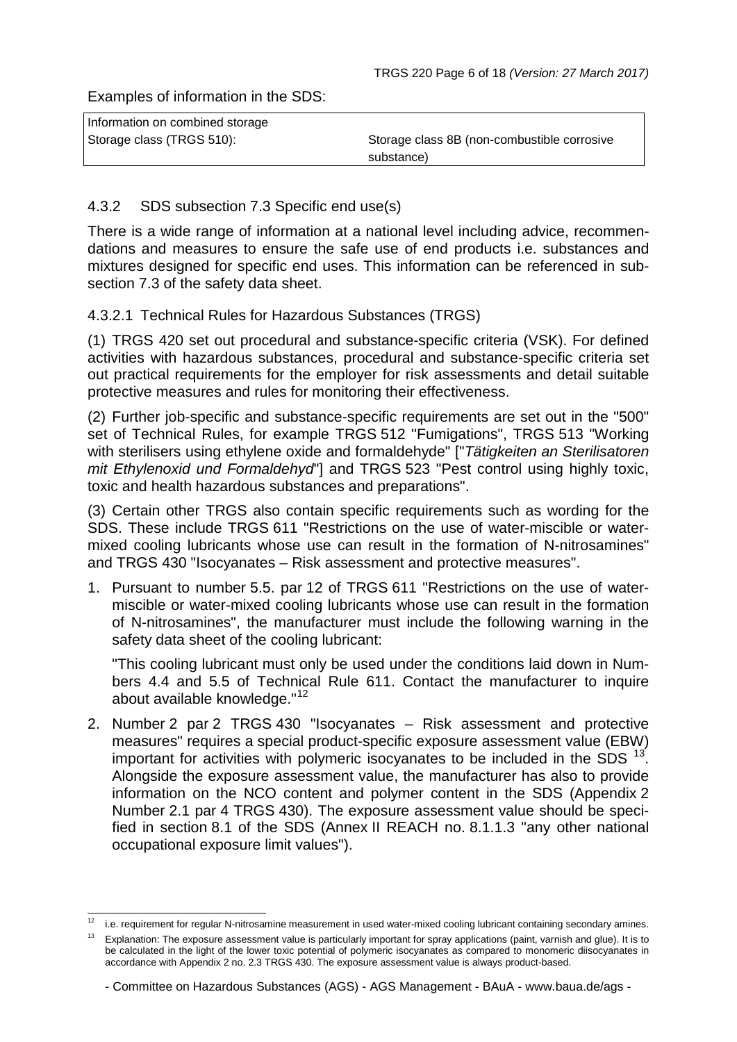Examples of information in the SDS:

| Information on combined storage | |
| --- | --- |
| Storage class (TRGS 510): | Storage class 8B (non-combustible corrosive substance) |

### 4.3.2 SDS subsection 7.3 Specific end use(s)

There is a wide range of information at a national level including advice, recommendations and measures to ensure the safe use of end products i.e. substances and mixtures designed for specific end uses. This information can be referenced in subsection 7.3 of the safety data sheet.

#### 4.3.2.1 Technical Rules for Hazardous Substances (TRGS)

(1) TRGS 420 set out procedural and substance-specific criteria (VSK). For defined activities with hazardous substances, procedural and substance-specific criteria set out practical requirements for the employer for risk assessments and detail suitable protective measures and rules for monitoring their effectiveness.

(2) Further job-specific and substance-specific requirements are set out in the "500" set of Technical Rules, for example TRGS 512 "Fumigations", TRGS 513 "Working with sterilisers using ethylene oxide and formaldehyde" ["*Tätigkeiten an Sterilisatoren mit Ethylenoxid und Formaldehyd*"] and TRGS 523 "Pest control using highly toxic, toxic and health hazardous substances and preparations".

(3) Certain other TRGS also contain specific requirements such as wording for the SDS. These include TRGS 611 "Restrictions on the use of water-miscible or water-mixed cooling lubricants whose use can result in the formation of N-nitrosamines" and TRGS 430 "Isocyanates – Risk assessment and protective measures".

1. Pursuant to number 5.5. par 12 of TRGS 611 "Restrictions on the use of water-miscible or water-mixed cooling lubricants whose use can result in the formation of N-nitrosamines", the manufacturer must include the following warning in the safety data sheet of the cooling lubricant:

   "This cooling lubricant must only be used under the conditions laid down in Numbers 4.4 and 5.5 of Technical Rule 611. Contact the manufacturer to inquire about available knowledge."[12]

2. Number 2 par 2 TRGS 430 "Isocyanates – Risk assessment and protective measures" requires a special product-specific exposure assessment value (EBW) important for activities with polymeric isocyanates to be included in the SDS [13]. Alongside the exposure assessment value, the manufacturer has also to provide information on the NCO content and polymer content in the SDS (Appendix 2 Number 2.1 par 4 TRGS 430). The exposure assessment value should be specified in section 8.1 of the SDS (Annex II REACH no. 8.1.1.3 "any other national occupational exposure limit values").

---

[12] i.e. requirement for regular N-nitrosamine measurement in used water-mixed cooling lubricant containing secondary amines.

[13] Explanation: The exposure assessment value is particularly important for spray applications (paint, varnish and glue). It is to be calculated in the light of the lower toxic potential of polymeric isocyanates as compared to monomeric diisocyanates in accordance with Appendix 2 no. 2.3 TRGS 430. The exposure assessment value is always product-based.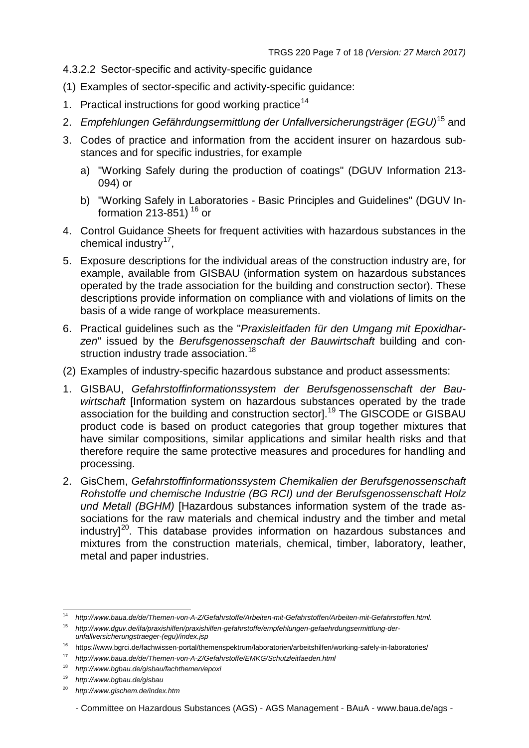#### 4.3.2.2 Sector-specific and activity-specific guidance

(1) Examples of sector-specific and activity-specific guidance:

1. Practical instructions for good working practice[14]
2. *Empfehlungen Gefährdungsermittlung der Unfallversicherungsträger (EGU)*[15] and
3. Codes of practice and information from the accident insurer on hazardous substances and for specific industries, for example
   a) "Working Safely during the production of coatings" (DGUV Information 213-094) or
   b) "Working Safely in Laboratories - Basic Principles and Guidelines" (DGUV Information 213-851) [16] or
4. Control Guidance Sheets for frequent activities with hazardous substances in the chemical industry[17],
5. Exposure descriptions for the individual areas of the construction industry are, for example, available from GISBAU (information system on hazardous substances operated by the trade association for the building and construction sector). These descriptions provide information on compliance with and violations of limits on the basis of a wide range of workplace measurements.
6. Practical guidelines such as the "*Praxisleitfaden für den Umgang mit Epoxidharzen*" issued by the *Berufsgenossenschaft der Bauwirtschaft* building and construction industry trade association.[18]

(2) Examples of industry-specific hazardous substance and product assessments:

1. GISBAU, *Gefahrstoffinformationssystem der Berufsgenossenschaft der Bauwirtschaft* [Information system on hazardous substances operated by the trade association for the building and construction sector].[19] The GISCODE or GISBAU product code is based on product categories that group together mixtures that have similar compositions, similar applications and similar health risks and that therefore require the same protective measures and procedures for handling and processing.
2. GisChem, *Gefahrstoffinformationssystem Chemikalien der Berufsgenossenschaft Rohstoffe und chemische Industrie (BG RCI) und der Berufsgenossenschaft Holz und Metall (BGHM)* [Hazardous substances information system of the trade associations for the raw materials and chemical industry and the timber and metal industry][20]. This database provides information on hazardous substances and mixtures from the construction materials, chemical, timber, laboratory, leather, metal and paper industries.

---

[14] *http://www.baua.de/de/Themen-von-A-Z/Gefahrstoffe/Arbeiten-mit-Gefahrstoffen/Arbeiten-mit-Gefahrstoffen.html.*

[15] *http://www.dguv.de/ifa/praxishilfen/praxishilfen-gefahrstoffe/empfehlungen-gefaehrdungsermittlung-der-unfallversicherungstraeger-(egu)/index.jsp*

[16] https://www.bgrci.de/fachwissen-portal/themenspektrum/laboratorien/arbeitshilfen/working-safely-in-laboratories/

[17] *http://www.baua.de/de/Themen-von-A-Z/Gefahrstoffe/EMKG/Schutzleitfaeden.html*

[18] *http://www.bgbau.de/gisbau/fachthemen/epoxi*

[19] *http://www.bgbau.de/gisbau*

[20] *http://www.gischem.de/index.htm*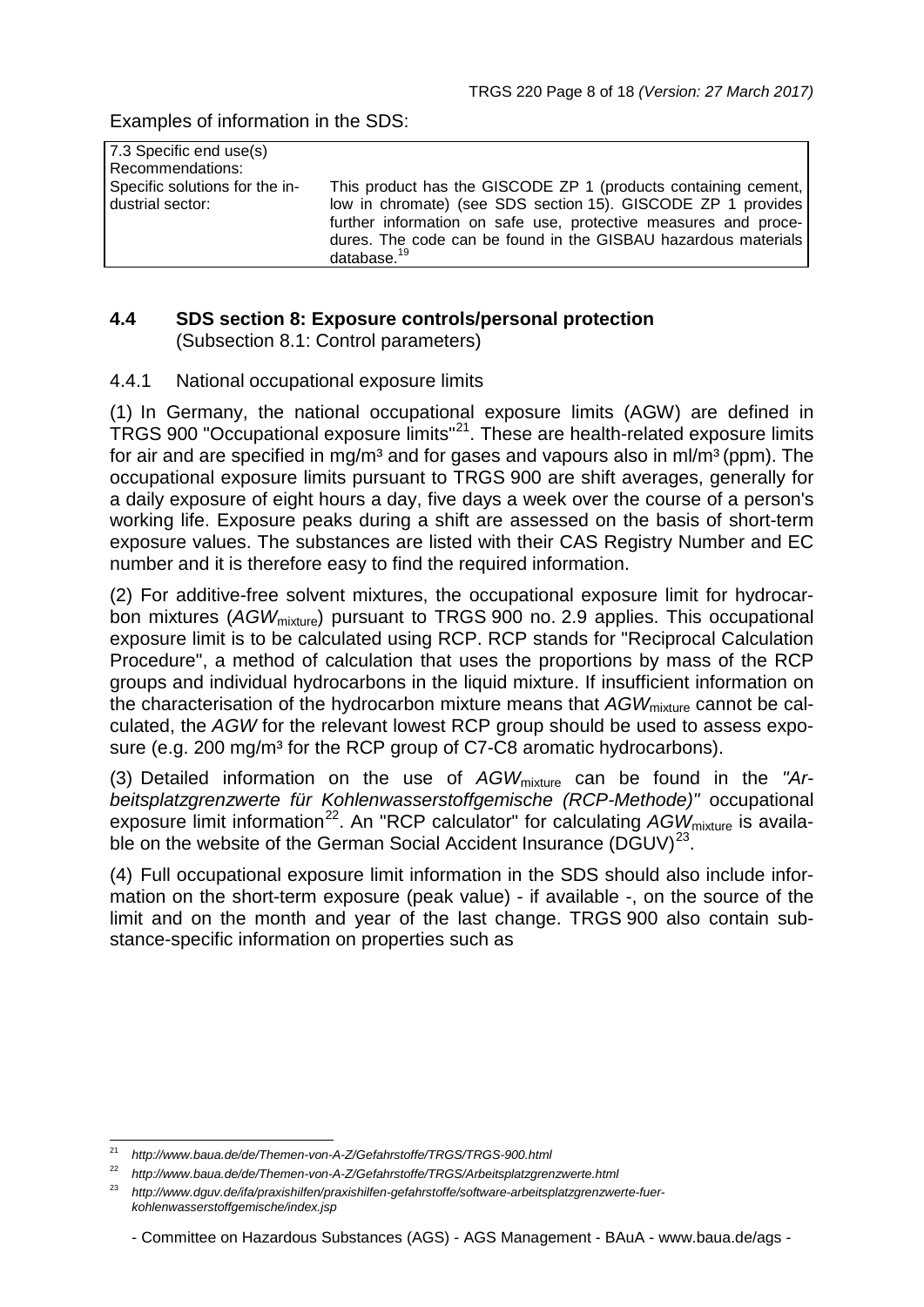Examples of information in the SDS:

| 7.3 Specific end use(s) | |
| --- | --- |
| Recommendations: | |
| Specific solutions for the industrial sector: | This product has the GISCODE ZP 1 (products containing cement, low in chromate) (see SDS section 15). GISCODE ZP 1 provides further information on safe use, protective measures and procedures. The code can be found in the GISBAU hazardous materials database.[19] |

### 4.4 SDS section 8: Exposure controls/personal protection

(Subsection 8.1: Control parameters)

#### 4.4.1 National occupational exposure limits

(1) In Germany, the national occupational exposure limits (AGW) are defined in TRGS 900 "Occupational exposure limits"[21]. These are health-related exposure limits for air and are specified in mg/m³ and for gases and vapours also in ml/m³ (ppm). The occupational exposure limits pursuant to TRGS 900 are shift averages, generally for a daily exposure of eight hours a day, five days a week over the course of a person's working life. Exposure peaks during a shift are assessed on the basis of short-term exposure values. The substances are listed with their CAS Registry Number and EC number and it is therefore easy to find the required information.

(2) For additive-free solvent mixtures, the occupational exposure limit for hydrocarbon mixtures ($AGW_{mixture}$) pursuant to TRGS 900 no. 2.9 applies. This occupational exposure limit is to be calculated using RCP. RCP stands for "Reciprocal Calculation Procedure", a method of calculation that uses the proportions by mass of the RCP groups and individual hydrocarbons in the liquid mixture. If insufficient information on the characterisation of the hydrocarbon mixture means that $AGW_{mixture}$ cannot be calculated, the *AGW* for the relevant lowest RCP group should be used to assess exposure (e.g. 200 mg/m³ for the RCP group of C7-C8 aromatic hydrocarbons).

(3) Detailed information on the use of $AGW_{mixture}$ can be found in the *"Arbeitsplatzgrenzwerte für Kohlenwasserstoffgemische (RCP-Methode)"* occupational exposure limit information[22]. An "RCP calculator" for calculating $AGW_{mixture}$ is available on the website of the German Social Accident Insurance (DGUV)[23].

(4) Full occupational exposure limit information in the SDS should also include information on the short-term exposure (peak value) - if available -, on the source of the limit and on the month and year of the last change. TRGS 900 also contain substance-specific information on properties such as

---

[21] *http://www.baua.de/de/Themen-von-A-Z/Gefahrstoffe/TRGS/TRGS-900.html*

[22] *http://www.baua.de/de/Themen-von-A-Z/Gefahrstoffe/TRGS/Arbeitsplatzgrenzwerte.html*

[23] *http://www.dguv.de/ifa/praxishilfen/praxishilfen-gefahrstoffe/software-arbeitsplatzgrenzwerte-fuer-kohlenwasserstoffgemische/index.jsp*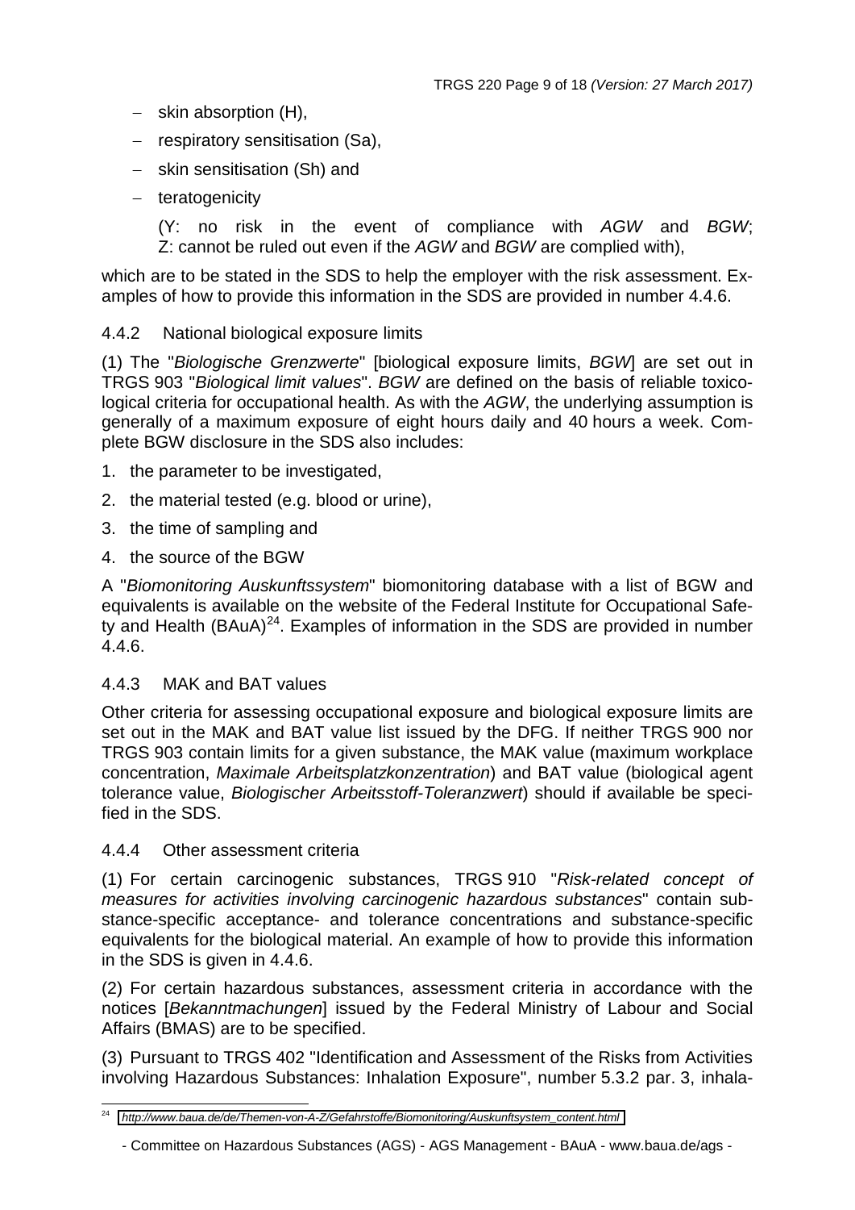- skin absorption (H),
- respiratory sensitisation (Sa),
- skin sensitisation (Sh) and
- teratogenicity

  (Y: no risk in the event of compliance with *AGW* and *BGW*; Z: cannot be ruled out even if the *AGW* and *BGW* are complied with),

which are to be stated in the SDS to help the employer with the risk assessment. Examples of how to provide this information in the SDS are provided in number 4.4.6.

### 4.4.2 National biological exposure limits

(1) The "*Biologische Grenzwerte*" [biological exposure limits, *BGW*] are set out in TRGS 903 "*Biological limit values*". *BGW* are defined on the basis of reliable toxicological criteria for occupational health. As with the *AGW*, the underlying assumption is generally of a maximum exposure of eight hours daily and 40 hours a week. Complete BGW disclosure in the SDS also includes:

1. the parameter to be investigated,
2. the material tested (e.g. blood or urine),
3. the time of sampling and
4. the source of the BGW

A "*Biomonitoring Auskunftssystem*" biomonitoring database with a list of BGW and equivalents is available on the website of the Federal Institute for Occupational Safety and Health (BAuA)[24]. Examples of information in the SDS are provided in number 4.4.6.

### 4.4.3 MAK and BAT values

Other criteria for assessing occupational exposure and biological exposure limits are set out in the MAK and BAT value list issued by the DFG. If neither TRGS 900 nor TRGS 903 contain limits for a given substance, the MAK value (maximum workplace concentration, *Maximale Arbeitsplatzkonzentration*) and BAT value (biological agent tolerance value, *Biologischer Arbeitsstoff-Toleranzwert*) should if available be specified in the SDS.

### 4.4.4 Other assessment criteria

(1) For certain carcinogenic substances, TRGS 910 "*Risk-related concept of measures for activities involving carcinogenic hazardous substances*" contain substance-specific acceptance- and tolerance concentrations and substance-specific equivalents for the biological material. An example of how to provide this information in the SDS is given in 4.4.6.

(2) For certain hazardous substances, assessment criteria in accordance with the notices [*Bekanntmachungen*] issued by the Federal Ministry of Labour and Social Affairs (BMAS) are to be specified.

(3) Pursuant to TRGS 402 "Identification and Assessment of the Risks from Activities involving Hazardous Substances: Inhalation Exposure", number 5.3.2 par. 3, inhala-

---

[24] *http://www.baua.de/de/Themen-von-A-Z/Gefahrstoffe/Biomonitoring/Auskunftsystem_content.html*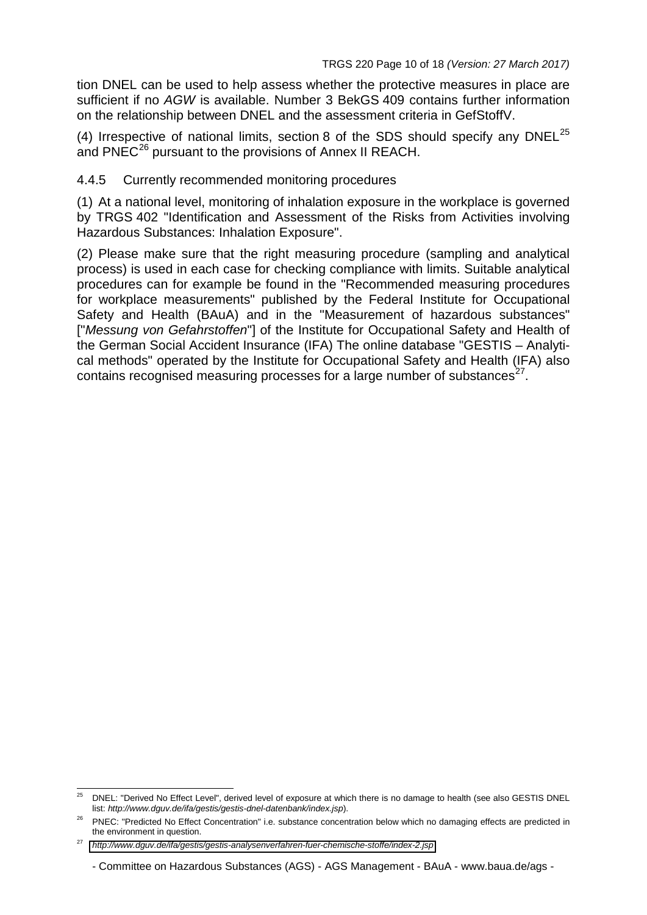tion DNEL can be used to help assess whether the protective measures in place are sufficient if no *AGW* is available. Number 3 BekGS 409 contains further information on the relationship between DNEL and the assessment criteria in GefStoffV.

(4) Irrespective of national limits, section 8 of the SDS should specify any DNEL[25] and PNEC[26] pursuant to the provisions of Annex II REACH.

#### 4.4.5 Currently recommended monitoring procedures

(1) At a national level, monitoring of inhalation exposure in the workplace is governed by TRGS 402 "Identification and Assessment of the Risks from Activities involving Hazardous Substances: Inhalation Exposure".

(2) Please make sure that the right measuring procedure (sampling and analytical process) is used in each case for checking compliance with limits. Suitable analytical procedures can for example be found in the "Recommended measuring procedures for workplace measurements" published by the Federal Institute for Occupational Safety and Health (BAuA) and in the "Measurement of hazardous substances" ["*Messung von Gefahrstoffen*"] of the Institute for Occupational Safety and Health of the German Social Accident Insurance (IFA) The online database "GESTIS – Analytical methods" operated by the Institute for Occupational Safety and Health (IFA) also contains recognised measuring processes for a large number of substances[27].

---

[25] DNEL: "Derived No Effect Level", derived level of exposure at which there is no damage to health (see also GESTIS DNEL list: *http://www.dguv.de/ifa/gestis/gestis-dnel-datenbank/index.jsp*).

[26] PNEC: "Predicted No Effect Concentration" i.e. substance concentration below which no damaging effects are predicted in the environment in question.

[27] *http://www.dguv.de/ifa/gestis/gestis-analysenverfahren-fuer-chemische-stoffe/index-2.jsp*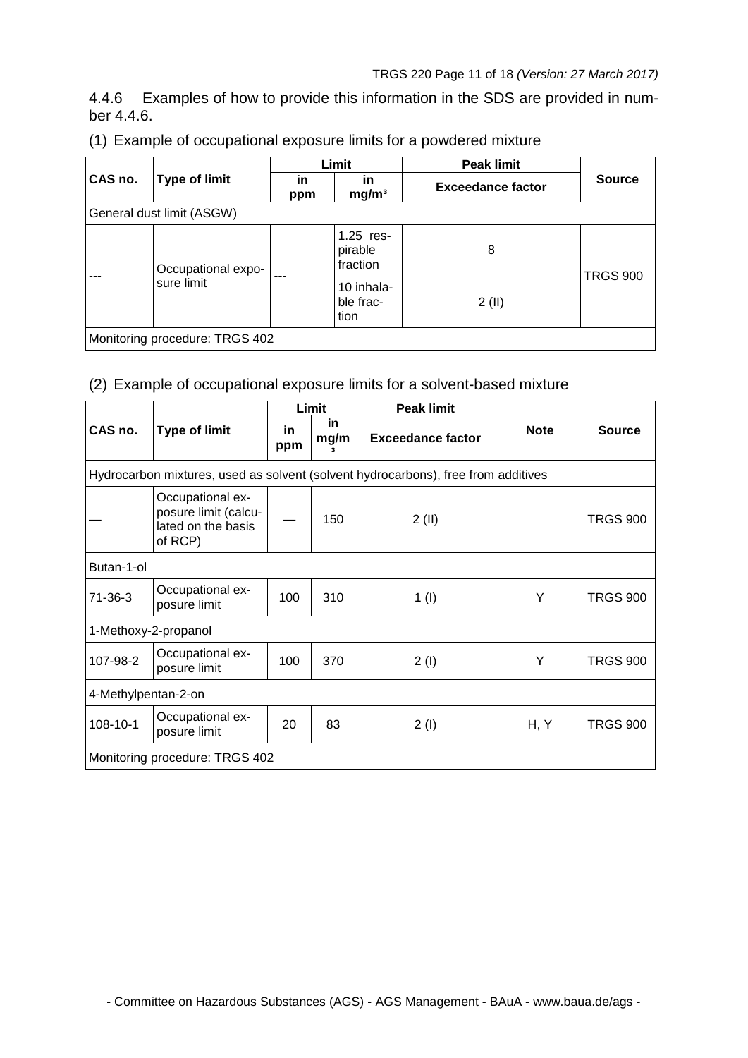4.4.6 Examples of how to provide this information in the SDS are provided in number 4.4.6.

(1) Example of occupational exposure limits for a powdered mixture

| CAS no. | Type of limit | Limit | | Peak limit | Source |
|---|---|---|---|---|---|
| | | in ppm | in mg/m³ | Exceedance factor | |
| General dust limit (ASGW) | | | | | |
| --- | Occupational exposure limit | --- | 1.25 respirable fraction | 8 | TRGS 900 |
| | | | 10 inhalable fraction | 2 (II) | |
| Monitoring procedure: TRGS 402 | | | | | |

(2) Example of occupational exposure limits for a solvent-based mixture

| CAS no. | Type of limit | Limit | | Peak limit | Note | Source |
|---|---|---|---|---|---|---|
| | | in ppm | in mg/m³ | Exceedance factor | | |
| Hydrocarbon mixtures, used as solvent (solvent hydrocarbons), free from additives | | | | | | |
| — | Occupational exposure limit (calculated on the basis of RCP) | — | 150 | 2 (II) | | TRGS 900 |
| Butan-1-ol | | | | | | |
| 71-36-3 | Occupational exposure limit | 100 | 310 | 1 (I) | Y | TRGS 900 |
| 1-Methoxy-2-propanol | | | | | | |
| 107-98-2 | Occupational exposure limit | 100 | 370 | 2 (I) | Y | TRGS 900 |
| 4-Methylpentan-2-on | | | | | | |
| 108-10-1 | Occupational exposure limit | 20 | 83 | 2 (I) | H, Y | TRGS 900 |
| Monitoring procedure: TRGS 402 | | | | | | |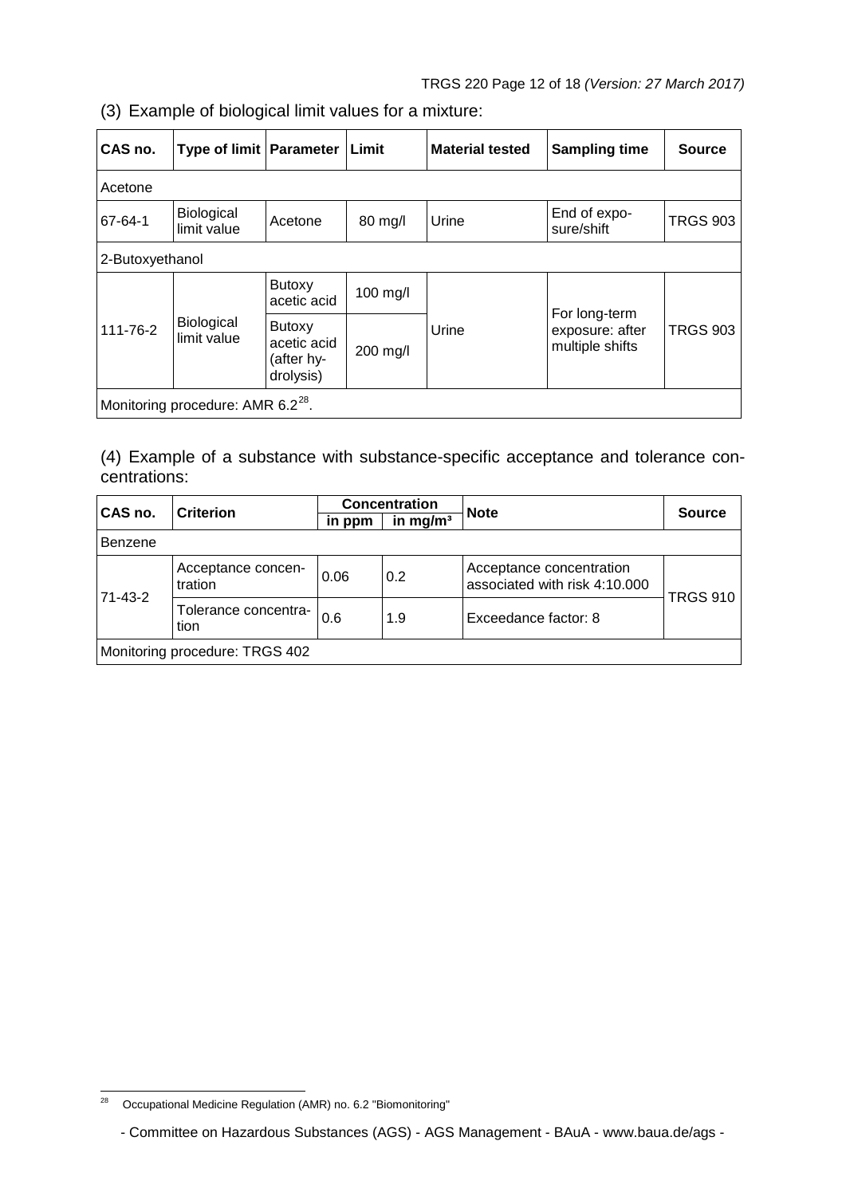(3) Example of biological limit values for a mixture:

| CAS no. | Type of limit | Parameter | Limit | Material tested | Sampling time | Source |
|---|---|---|---|---|---|---|
| Acetone | | | | | | |
| 67-64-1 | Biological limit value | Acetone | 80 mg/l | Urine | End of exposure/shift | TRGS 903 |
| 2-Butoxyethanol | | | | | | |
| 111-76-2 | Biological limit value | Butoxy acetic acid | 100 mg/l | Urine | For long-term exposure: after multiple shifts | TRGS 903 |
| | | Butoxy acetic acid (after hydrolysis) | 200 mg/l | | | |
| Monitoring procedure: AMR 6.2[28]. | | | | | | |

(4) Example of a substance with substance-specific acceptance and tolerance concentrations:

| CAS no. | Criterion | Concentration | | Note | Source |
|---|---|---|---|---|---|
| | | in ppm | in mg/m³ | | |
| Benzene | | | | | |
| 71-43-2 | Acceptance concentration | 0.06 | 0.2 | Acceptance concentration associated with risk 4:10.000 | TRGS 910 |
| | Tolerance concentration | 0.6 | 1.9 | Exceedance factor: 8 | |
| Monitoring procedure: TRGS 402 | | | | | |

[28] Occupational Medicine Regulation (AMR) no. 6.2 "Biomonitoring"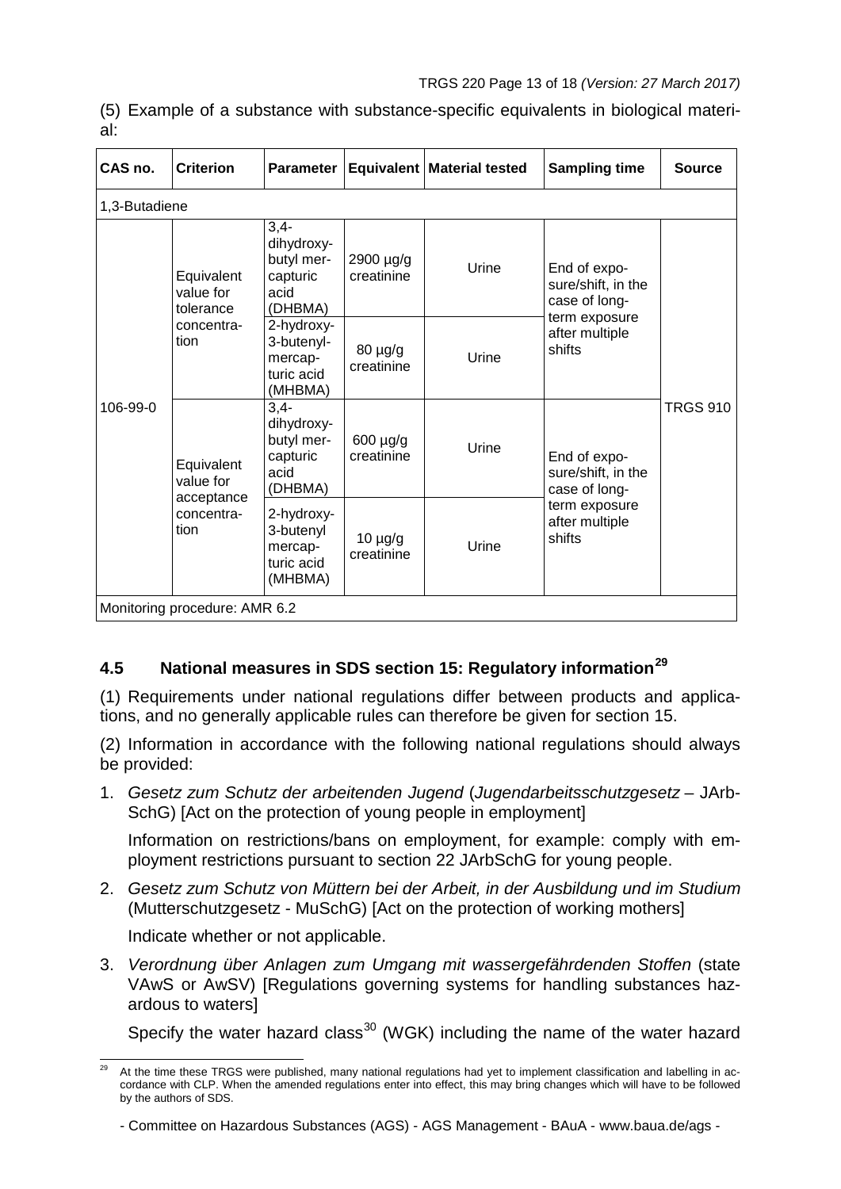(5) Example of a substance with substance-specific equivalents in biological material:

| CAS no. | Criterion | Parameter | Equivalent | Material tested | Sampling time | Source |
|---|---|---|---|---|---|---|
| 1,3-Butadiene | | | | | | |
| 106-99-0 | Equivalent value for tolerance concentration | 3,4-dihydroxybutyl mercapturic acid (DHBMA) | 2900 µg/g creatinine | Urine | End of exposure/shift, in the case of long-term exposure after multiple shifts | TRGS 910 |
| | | 2-hydroxy-3-butenyl-mercapturic acid (MHBMA) | 80 µg/g creatinine | Urine | | |
| | Equivalent value for acceptance concentration | 3,4-dihydroxybutyl mercapturic acid (DHBMA) | 600 µg/g creatinine | Urine | End of exposure/shift, in the case of long-term exposure after multiple shifts | |
| | | 2-hydroxy-3-butenyl mercapturic acid (MHBMA) | 10 µg/g creatinine | Urine | | |
| Monitoring procedure: AMR 6.2 | | | | | | |

### 4.5 National measures in SDS section 15: Regulatory information[29]

(1) Requirements under national regulations differ between products and applications, and no generally applicable rules can therefore be given for section 15.

(2) Information in accordance with the following national regulations should always be provided:

1. *Gesetz zum Schutz der arbeitenden Jugend* (*Jugendarbeitsschutzgesetz* – JArbSchG) [Act on the protection of young people in employment]

   Information on restrictions/bans on employment, for example: comply with employment restrictions pursuant to section 22 JArbSchG for young people.

2. *Gesetz zum Schutz von Müttern bei der Arbeit, in der Ausbildung und im Studium* (Mutterschutzgesetz - MuSchG) [Act on the protection of working mothers]

   Indicate whether or not applicable.

3. *Verordnung über Anlagen zum Umgang mit wassergefährdenden Stoffen* (state VAwS or AwSV) [Regulations governing systems for handling substances hazardous to waters]

   Specify the water hazard class[30] (WGK) including the name of the water hazard

[29] At the time these TRGS were published, many national regulations had yet to implement classification and labelling in accordance with CLP. When the amended regulations enter into effect, this may bring changes which will have to be followed by the authors of SDS.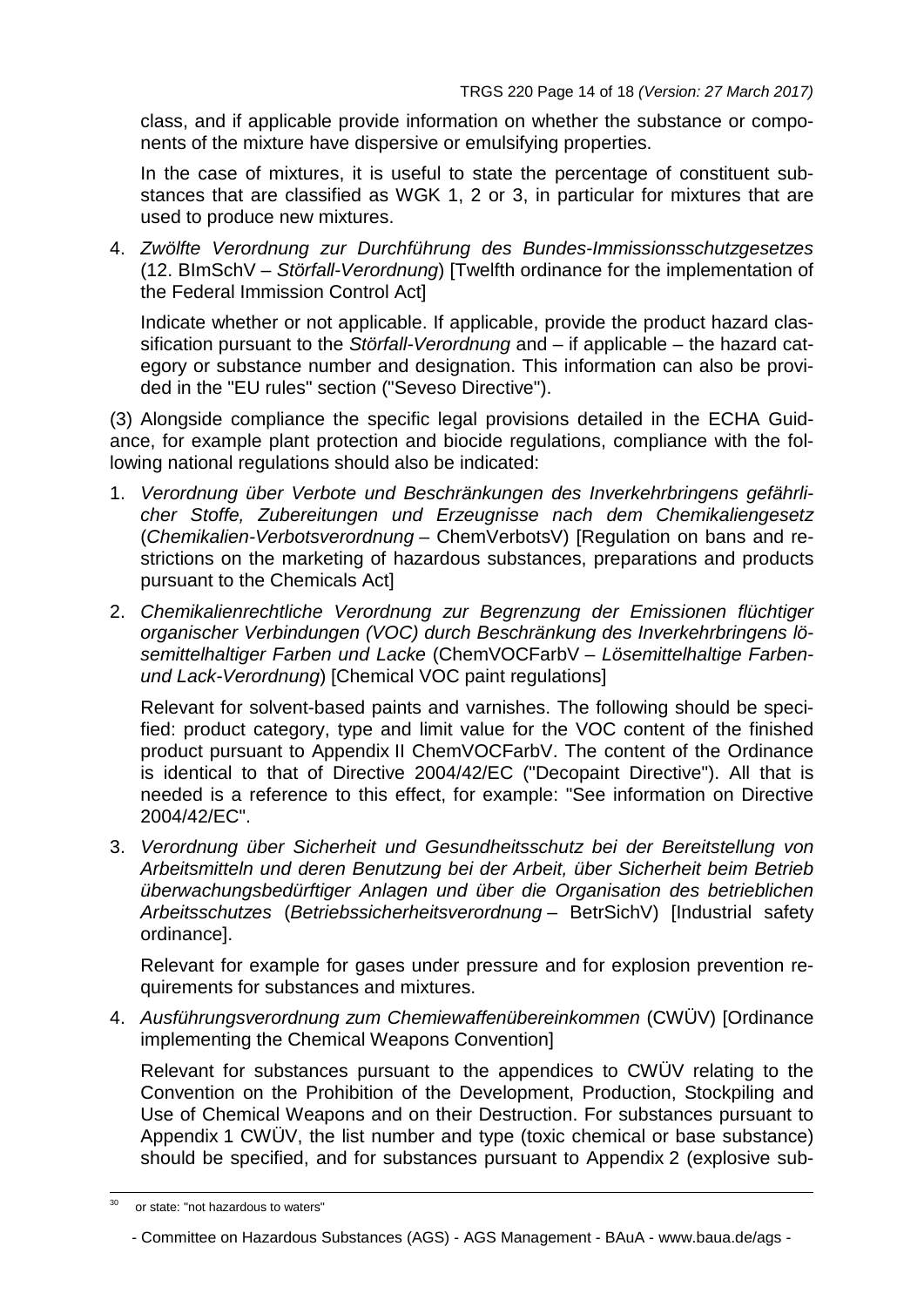class, and if applicable provide information on whether the substance or components of the mixture have dispersive or emulsifying properties.

In the case of mixtures, it is useful to state the percentage of constituent substances that are classified as WGK 1, 2 or 3, in particular for mixtures that are used to produce new mixtures.

4. *Zwölfte Verordnung zur Durchführung des Bundes-Immissionsschutzgesetzes* (12. BImSchV – *Störfall-Verordnung*) [Twelfth ordinance for the implementation of the Federal Immission Control Act]

   Indicate whether or not applicable. If applicable, provide the product hazard classification pursuant to the *Störfall-Verordnung* and – if applicable – the hazard category or substance number and designation. This information can also be provided in the "EU rules" section ("Seveso Directive").

(3) Alongside compliance the specific legal provisions detailed in the ECHA Guidance, for example plant protection and biocide regulations, compliance with the following national regulations should also be indicated:

1. *Verordnung über Verbote und Beschränkungen des Inverkehrbringens gefährlicher Stoffe, Zubereitungen und Erzeugnisse nach dem Chemikaliengesetz* (*Chemikalien-Verbotsverordnung* – ChemVerbotsV) [Regulation on bans and restrictions on the marketing of hazardous substances, preparations and products pursuant to the Chemicals Act]

2. *Chemikalienrechtliche Verordnung zur Begrenzung der Emissionen flüchtiger organischer Verbindungen (VOC) durch Beschränkung des Inverkehrbringens lösemittelhaltiger Farben und Lacke* (ChemVOCFarbV – *Lösemittelhaltige Farben- und Lack-Verordnung*) [Chemical VOC paint regulations]

   Relevant for solvent-based paints and varnishes. The following should be specified: product category, type and limit value for the VOC content of the finished product pursuant to Appendix II ChemVOCFarbV. The content of the Ordinance is identical to that of Directive 2004/42/EC ("Decopaint Directive"). All that is needed is a reference to this effect, for example: "See information on Directive 2004/42/EC".

3. *Verordnung über Sicherheit und Gesundheitsschutz bei der Bereitstellung von Arbeitsmitteln und deren Benutzung bei der Arbeit, über Sicherheit beim Betrieb überwachungsbedürftiger Anlagen und über die Organisation des betrieblichen Arbeitsschutzes* (*Betriebssicherheitsverordnung* – BetrSichV) [Industrial safety ordinance].

   Relevant for example for gases under pressure and for explosion prevention requirements for substances and mixtures.

4. *Ausführungsverordnung zum Chemiewaffenübereinkommen* (CWÜV) [Ordinance implementing the Chemical Weapons Convention]

   Relevant for substances pursuant to the appendices to CWÜV relating to the Convention on the Prohibition of the Development, Production, Stockpiling and Use of Chemical Weapons and on their Destruction. For substances pursuant to Appendix 1 CWÜV, the list number and type (toxic chemical or base substance) should be specified, and for substances pursuant to Appendix 2 (explosive sub-

---

[30] or state: "not hazardous to waters"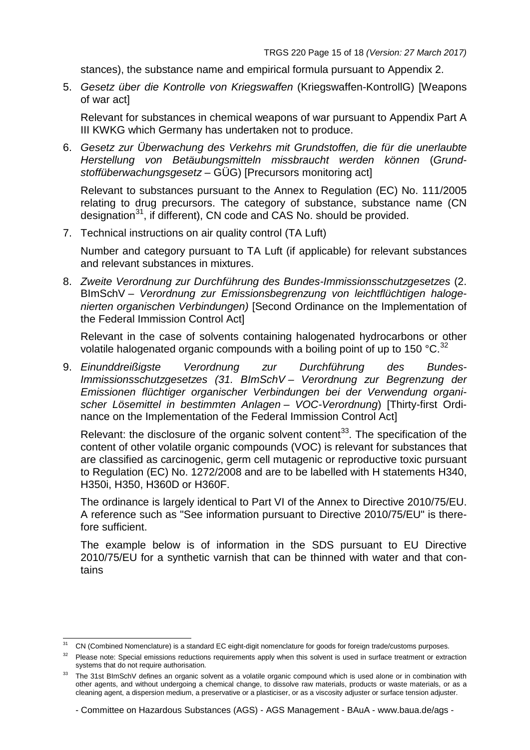stances), the substance name and empirical formula pursuant to Appendix 2.

5. *Gesetz über die Kontrolle von Kriegswaffen* (Kriegswaffen-KontrollG) [Weapons of war act]

   Relevant for substances in chemical weapons of war pursuant to Appendix Part A III KWKG which Germany has undertaken not to produce.

6. *Gesetz zur Überwachung des Verkehrs mit Grundstoffen, die für die unerlaubte Herstellung von Betäubungsmitteln missbraucht werden können* (*Grundstoffüberwachungsgesetz* – GÜG) [Precursors monitoring act]

   Relevant to substances pursuant to the Annex to Regulation (EC) No. 111/2005 relating to drug precursors. The category of substance, substance name (CN designation[31], if different), CN code and CAS No. should be provided.

7. Technical instructions on air quality control (TA Luft)

   Number and category pursuant to TA Luft (if applicable) for relevant substances and relevant substances in mixtures.

8. *Zweite Verordnung zur Durchführung des Bundes-Immissionsschutzgesetzes* (2. BImSchV – *Verordnung zur Emissionsbegrenzung von leichtflüchtigen halogenierten organischen Verbindungen)* [Second Ordinance on the Implementation of the Federal Immission Control Act]

   Relevant in the case of solvents containing halogenated hydrocarbons or other volatile halogenated organic compounds with a boiling point of up to 150 °C.[32]

9. *Einunddreißigste Verordnung zur Durchführung des Bundes-Immissionsschutzgesetzes (31. BImSchV – Verordnung zur Begrenzung der Emissionen flüchtiger organischer Verbindungen bei der Verwendung organischer Lösemittel in bestimmten Anlagen – VOC-Verordnung*) [Thirty-first Ordinance on the Implementation of the Federal Immission Control Act]

   Relevant: the disclosure of the organic solvent content[33]. The specification of the content of other volatile organic compounds (VOC) is relevant for substances that are classified as carcinogenic, germ cell mutagenic or reproductive toxic pursuant to Regulation (EC) No. 1272/2008 and are to be labelled with H statements H340, H350i, H350, H360D or H360F.

   The ordinance is largely identical to Part VI of the Annex to Directive 2010/75/EU. A reference such as "See information pursuant to Directive 2010/75/EU" is therefore sufficient.

   The example below is of information in the SDS pursuant to EU Directive 2010/75/EU for a synthetic varnish that can be thinned with water and that contains

---

[31] CN (Combined Nomenclature) is a standard EC eight-digit nomenclature for goods for foreign trade/customs purposes.

[32] Please note: Special emissions reductions requirements apply when this solvent is used in surface treatment or extraction systems that do not require authorisation.

[33] The 31st BImSchV defines an organic solvent as a volatile organic compound which is used alone or in combination with other agents, and without undergoing a chemical change, to dissolve raw materials, products or waste materials, or as a cleaning agent, a dispersion medium, a preservative or a plasticiser, or as a viscosity adjuster or surface tension adjuster.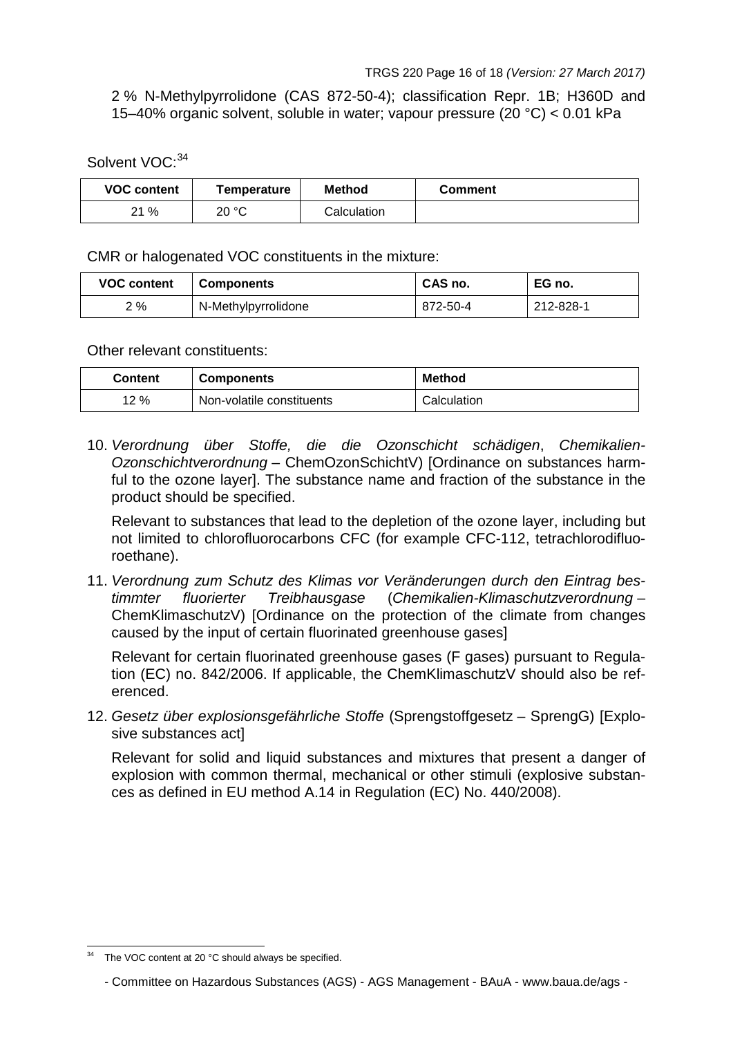2 % N-Methylpyrrolidone (CAS 872-50-4); classification Repr. 1B; H360D and 15–40% organic solvent, soluble in water; vapour pressure (20 °C) < 0.01 kPa

Solvent VOC:[34]

| VOC content | Temperature | Method | Comment |
|---|---|---|---|
| 21 % | 20 °C | Calculation | |

CMR or halogenated VOC constituents in the mixture:

| VOC content | Components | CAS no. | EG no. |
|---|---|---|---|
| 2 % | N-Methylpyrrolidone | 872-50-4 | 212-828-1 |

Other relevant constituents:

| Content | Components | Method |
|---|---|---|
| 12 % | Non-volatile constituents | Calculation |

10. *Verordnung über Stoffe, die die Ozonschicht schädigen*, *Chemikalien-Ozonschichtverordnung* – ChemOzonSchichtV) [Ordinance on substances harmful to the ozone layer]. The substance name and fraction of the substance in the product should be specified.

    Relevant to substances that lead to the depletion of the ozone layer, including but not limited to chlorofluorocarbons CFC (for example CFC-112, tetrachlorodifluoroethane).

11. *Verordnung zum Schutz des Klimas vor Veränderungen durch den Eintrag bestimmter fluorierter Treibhausgase* (*Chemikalien-Klimaschutzverordnung* – ChemKlimaschutzV) [Ordinance on the protection of the climate from changes caused by the input of certain fluorinated greenhouse gases]

    Relevant for certain fluorinated greenhouse gases (F gases) pursuant to Regulation (EC) no. 842/2006. If applicable, the ChemKlimaschutzV should also be referenced.

12. *Gesetz über explosionsgefährliche Stoffe* (Sprengstoffgesetz – SprengG) [Explosive substances act]

    Relevant for solid and liquid substances and mixtures that present a danger of explosion with common thermal, mechanical or other stimuli (explosive substances as defined in EU method A.14 in Regulation (EC) No. 440/2008).

[34] The VOC content at 20 °C should always be specified.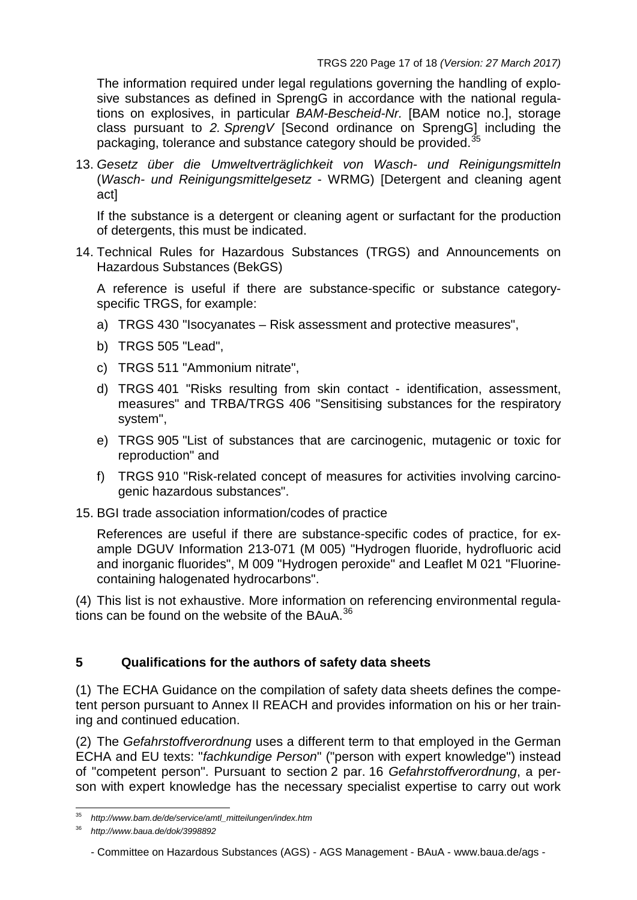The information required under legal regulations governing the handling of explosive substances as defined in SprengG in accordance with the national regulations on explosives, in particular *BAM-Bescheid-Nr.* [BAM notice no.], storage class pursuant to *2. SprengV* [Second ordinance on SprengG] including the packaging, tolerance and substance category should be provided.[35]

13. *Gesetz über die Umweltverträglichkeit von Wasch- und Reinigungsmitteln* (*Wasch- und Reinigungsmittelgesetz* - WRMG) [Detergent and cleaning agent act]

    If the substance is a detergent or cleaning agent or surfactant for the production of detergents, this must be indicated.

14. Technical Rules for Hazardous Substances (TRGS) and Announcements on Hazardous Substances (BekGS)

    A reference is useful if there are substance-specific or substance category-specific TRGS, for example:

    a) TRGS 430 "Isocyanates – Risk assessment and protective measures",

    b) TRGS 505 "Lead",

    c) TRGS 511 "Ammonium nitrate",

    d) TRGS 401 "Risks resulting from skin contact - identification, assessment, measures" and TRBA/TRGS 406 "Sensitising substances for the respiratory system",

    e) TRGS 905 "List of substances that are carcinogenic, mutagenic or toxic for reproduction" and

    f) TRGS 910 "Risk-related concept of measures for activities involving carcinogenic hazardous substances".

15. BGI trade association information/codes of practice

    References are useful if there are substance-specific codes of practice, for example DGUV Information 213-071 (M 005) "Hydrogen fluoride, hydrofluoric acid and inorganic fluorides", M 009 "Hydrogen peroxide" and Leaflet M 021 "Fluorine-containing halogenated hydrocarbons".

(4) This list is not exhaustive. More information on referencing environmental regulations can be found on the website of the BAuA.[36]

## 5 Qualifications for the authors of safety data sheets

(1) The ECHA Guidance on the compilation of safety data sheets defines the competent person pursuant to Annex II REACH and provides information on his or her training and continued education.

(2) The *Gefahrstoffverordnung* uses a different term to that employed in the German ECHA and EU texts: "*fachkundige Person*" ("person with expert knowledge") instead of "competent person". Pursuant to section 2 par. 16 *Gefahrstoffverordnung*, a person with expert knowledge has the necessary specialist expertise to carry out work

---

[35] *http://www.bam.de/de/service/amtl_mitteilungen/index.htm*

[36] *http://www.baua.de/dok/3998892*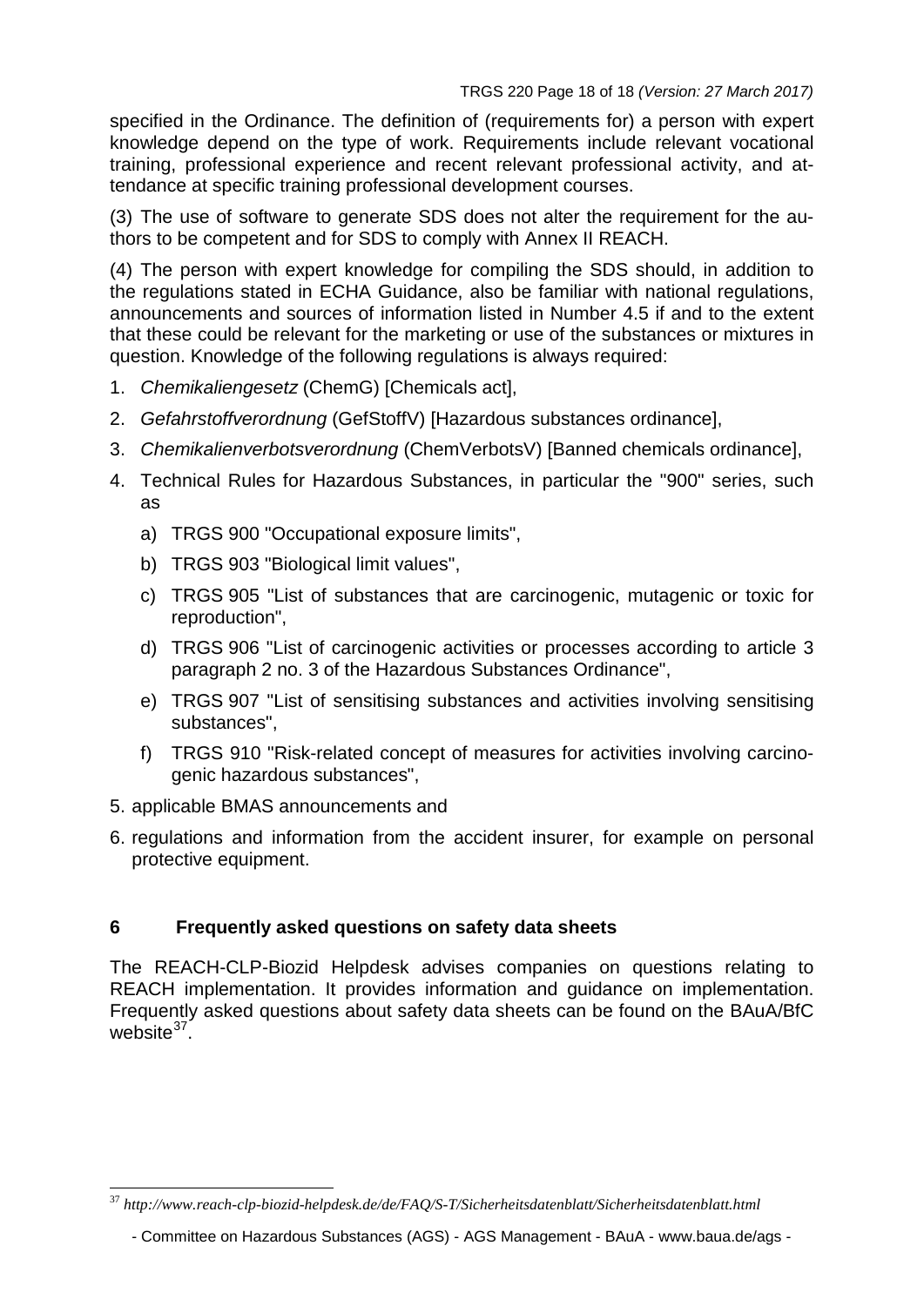specified in the Ordinance. The definition of (requirements for) a person with expert knowledge depend on the type of work. Requirements include relevant vocational training, professional experience and recent relevant professional activity, and attendance at specific training professional development courses.

(3) The use of software to generate SDS does not alter the requirement for the authors to be competent and for SDS to comply with Annex II REACH.

(4) The person with expert knowledge for compiling the SDS should, in addition to the regulations stated in ECHA Guidance, also be familiar with national regulations, announcements and sources of information listed in Number 4.5 if and to the extent that these could be relevant for the marketing or use of the substances or mixtures in question. Knowledge of the following regulations is always required:

1. *Chemikaliengesetz* (ChemG) [Chemicals act],
2. *Gefahrstoffverordnung* (GefStoffV) [Hazardous substances ordinance],
3. *Chemikalienverbotsverordnung* (ChemVerbotsV) [Banned chemicals ordinance],
4. Technical Rules for Hazardous Substances, in particular the "900" series, such as
   a) TRGS 900 "Occupational exposure limits",
   b) TRGS 903 "Biological limit values",
   c) TRGS 905 "List of substances that are carcinogenic, mutagenic or toxic for reproduction",
   d) TRGS 906 "List of carcinogenic activities or processes according to article 3 paragraph 2 no. 3 of the Hazardous Substances Ordinance",
   e) TRGS 907 "List of sensitising substances and activities involving sensitising substances",
   f) TRGS 910 "Risk-related concept of measures for activities involving carcinogenic hazardous substances",
5. applicable BMAS announcements and
6. regulations and information from the accident insurer, for example on personal protective equipment.

## 6 Frequently asked questions on safety data sheets

The REACH-CLP-Biozid Helpdesk advises companies on questions relating to REACH implementation. It provides information and guidance on implementation. Frequently asked questions about safety data sheets can be found on the BAuA/BfC website[37].

[37] *http://www.reach-clp-biozid-helpdesk.de/de/FAQ/S-T/Sicherheitsdatenblatt/Sicherheitsdatenblatt.html*